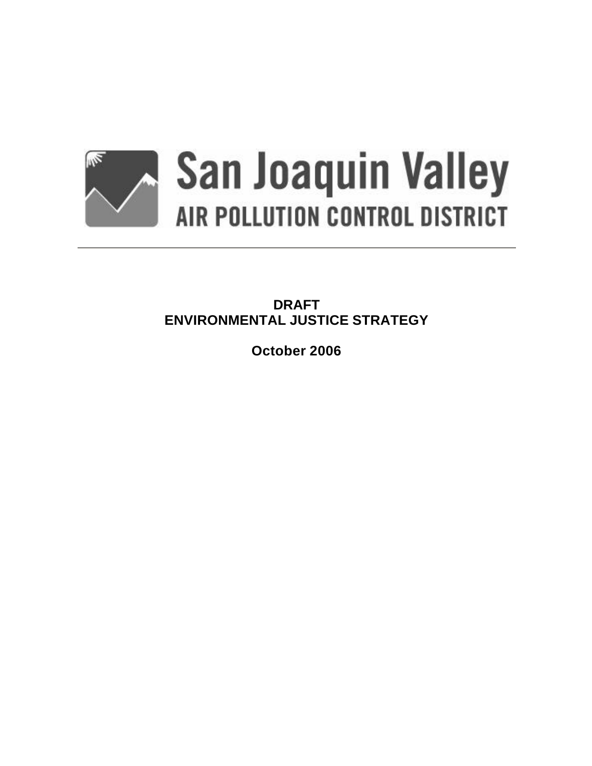San Joaquin Valley

AIR POLLUTION CONTROL DISTRICT

---

**DRAFT**
**ENVIRONMENTAL JUSTICE STRATEGY**

**October 2006**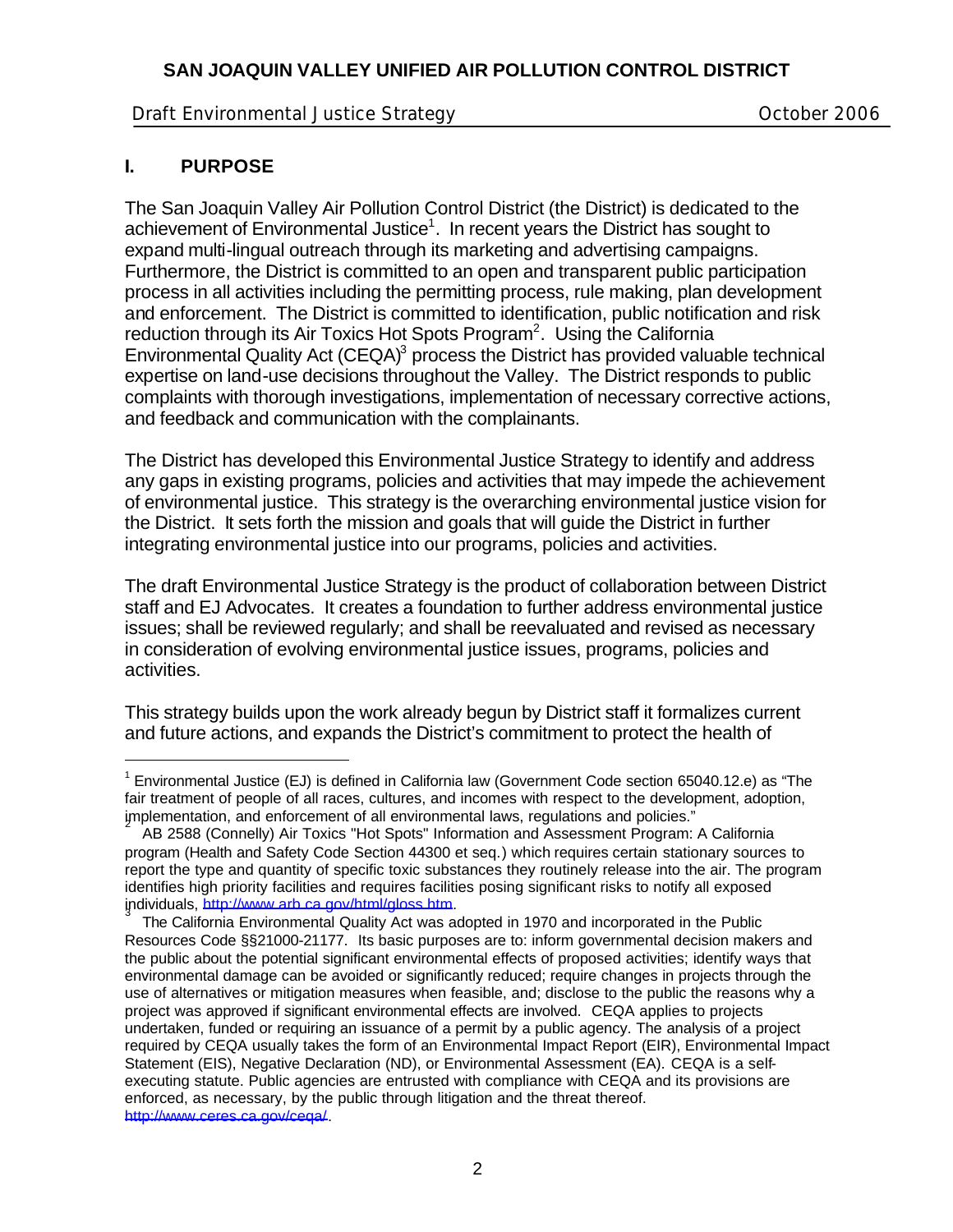## I. PURPOSE

The San Joaquin Valley Air Pollution Control District (the District) is dedicated to the achievement of Environmental Justice[1]. In recent years the District has sought to expand multi-lingual outreach through its marketing and advertising campaigns. Furthermore, the District is committed to an open and transparent public participation process in all activities including the permitting process, rule making, plan development and enforcement. The District is committed to identification, public notification and risk reduction through its Air Toxics Hot Spots Program[2]. Using the California Environmental Quality Act (CEQA)[3] process the District has provided valuable technical expertise on land-use decisions throughout the Valley. The District responds to public complaints with thorough investigations, implementation of necessary corrective actions, and feedback and communication with the complainants.

The District has developed this Environmental Justice Strategy to identify and address any gaps in existing programs, policies and activities that may impede the achievement of environmental justice. This strategy is the overarching environmental justice vision for the District. It sets forth the mission and goals that will guide the District in further integrating environmental justice into our programs, policies and activities.

The draft Environmental Justice Strategy is the product of collaboration between District staff and EJ Advocates. It creates a foundation to further address environmental justice issues; shall be reviewed regularly; and shall be reevaluated and revised as necessary in consideration of evolving environmental justice issues, programs, policies and activities.

This strategy builds upon the work already begun by District staff it formalizes current and future actions, and expands the District's commitment to protect the health of

---

[1] Environmental Justice (EJ) is defined in California law (Government Code section 65040.12.e) as "The fair treatment of people of all races, cultures, and incomes with respect to the development, adoption, implementation, and enforcement of all environmental laws, regulations and policies."

[2] AB 2588 (Connelly) Air Toxics "Hot Spots" Information and Assessment Program: A California program (Health and Safety Code Section 44300 et seq.) which requires certain stationary sources to report the type and quantity of specific toxic substances they routinely release into the air. The program identifies high priority facilities and requires facilities posing significant risks to notify all exposed individuals, http://www.arb.ca.gov/html/gloss.htm.

[3] The California Environmental Quality Act was adopted in 1970 and incorporated in the Public Resources Code §§21000-21177. Its basic purposes are to: inform governmental decision makers and the public about the potential significant environmental effects of proposed activities; identify ways that environmental damage can be avoided or significantly reduced; require changes in projects through the use of alternatives or mitigation measures when feasible, and; disclose to the public the reasons why a project was approved if significant environmental effects are involved. CEQA applies to projects undertaken, funded or requiring an issuance of a permit by a public agency. The analysis of a project required by CEQA usually takes the form of an Environmental Impact Report (EIR), Environmental Impact Statement (EIS), Negative Declaration (ND), or Environmental Assessment (EA). CEQA is a self-executing statute. Public agencies are entrusted with compliance with CEQA and its provisions are enforced, as necessary, by the public through litigation and the threat thereof. http://www.ceres.ca.gov/ceqa/.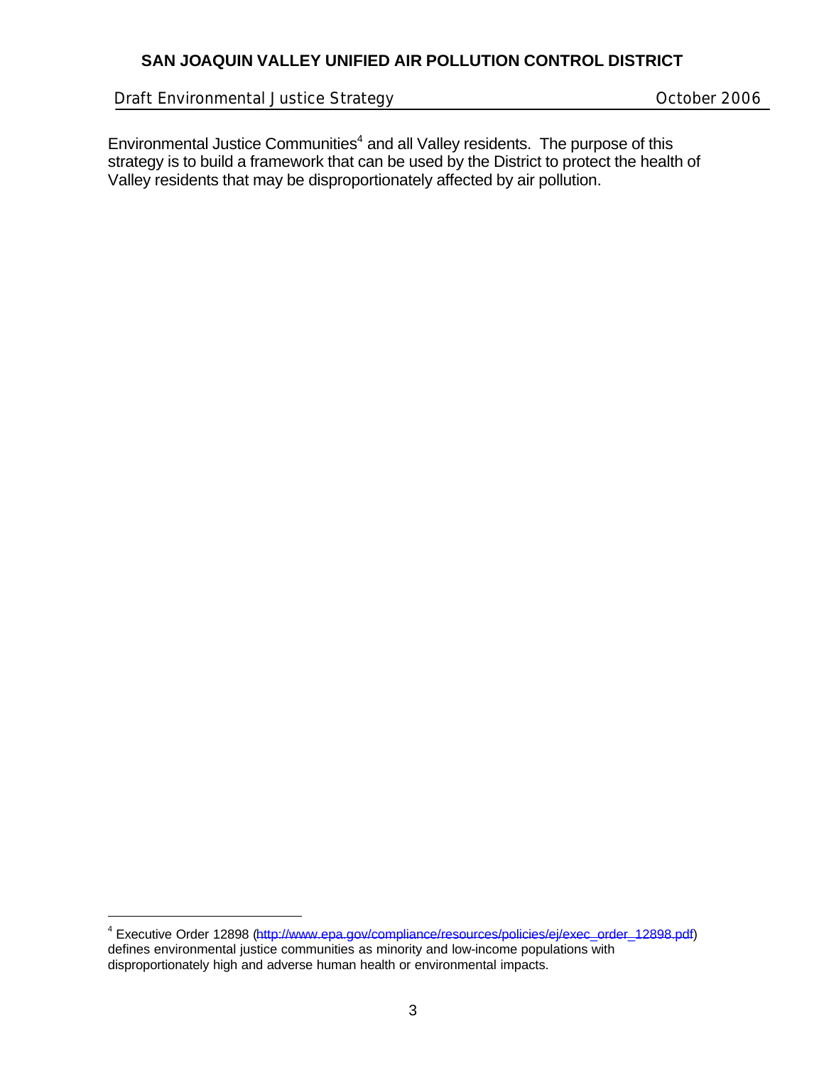Environmental Justice Communities[4] and all Valley residents. The purpose of this strategy is to build a framework that can be used by the District to protect the health of Valley residents that may be disproportionately affected by air pollution.

---

[4] Executive Order 12898 (http://www.epa.gov/compliance/resources/policies/ej/exec_order_12898.pdf) defines environmental justice communities as minority and low-income populations with disproportionately high and adverse human health or environmental impacts.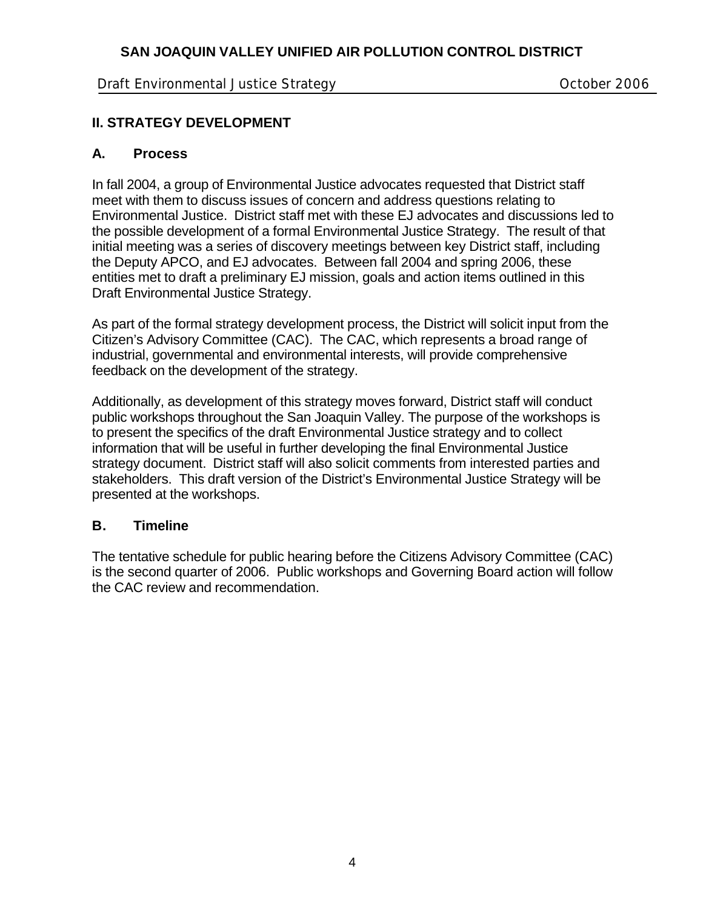## II. STRATEGY DEVELOPMENT

### A. Process

In fall 2004, a group of Environmental Justice advocates requested that District staff meet with them to discuss issues of concern and address questions relating to Environmental Justice. District staff met with these EJ advocates and discussions led to the possible development of a formal Environmental Justice Strategy. The result of that initial meeting was a series of discovery meetings between key District staff, including the Deputy APCO, and EJ advocates. Between fall 2004 and spring 2006, these entities met to draft a preliminary EJ mission, goals and action items outlined in this Draft Environmental Justice Strategy.

As part of the formal strategy development process, the District will solicit input from the Citizen's Advisory Committee (CAC). The CAC, which represents a broad range of industrial, governmental and environmental interests, will provide comprehensive feedback on the development of the strategy.

Additionally, as development of this strategy moves forward, District staff will conduct public workshops throughout the San Joaquin Valley. The purpose of the workshops is to present the specifics of the draft Environmental Justice strategy and to collect information that will be useful in further developing the final Environmental Justice strategy document. District staff will also solicit comments from interested parties and stakeholders. This draft version of the District's Environmental Justice Strategy will be presented at the workshops.

### B. Timeline

The tentative schedule for public hearing before the Citizens Advisory Committee (CAC) is the second quarter of 2006. Public workshops and Governing Board action will follow the CAC review and recommendation.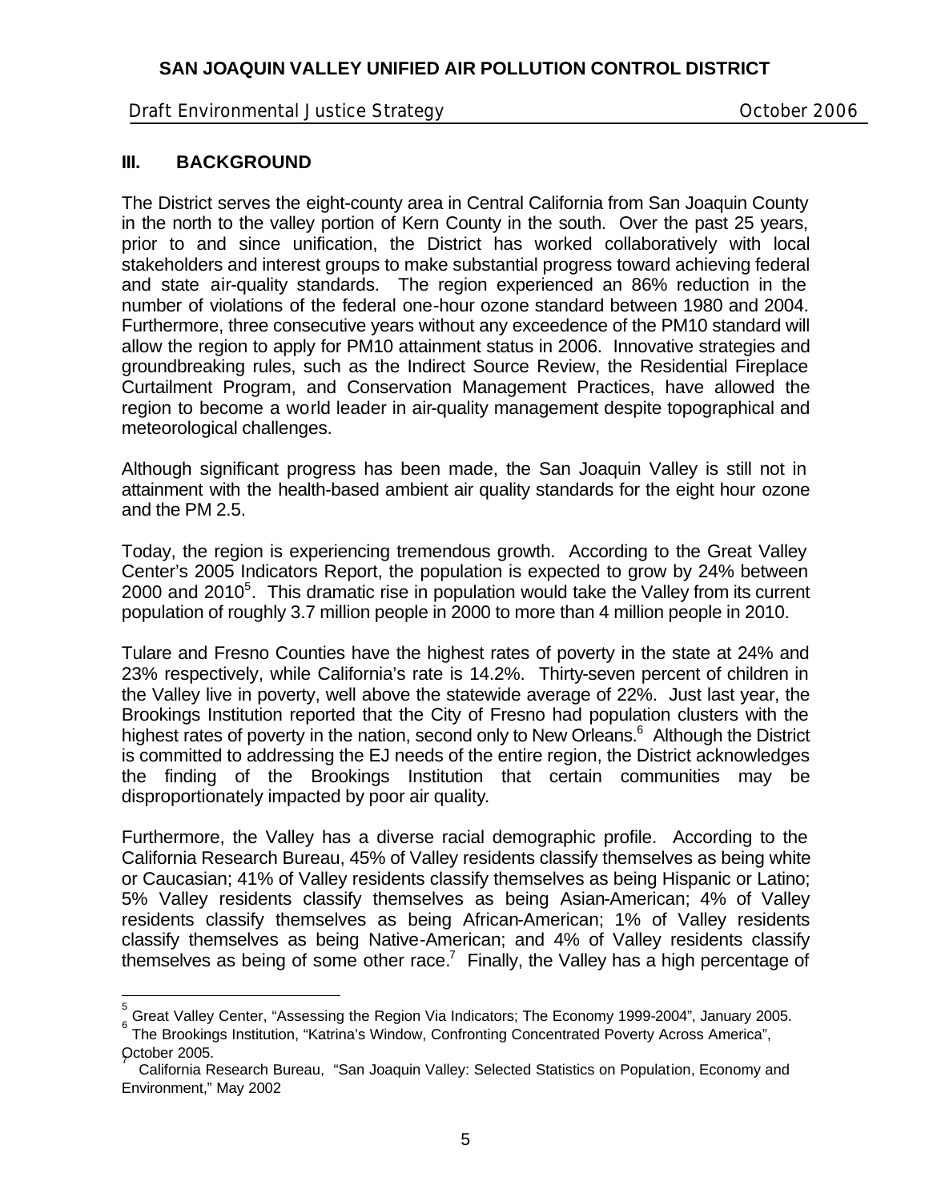## III. BACKGROUND

The District serves the eight-county area in Central California from San Joaquin County in the north to the valley portion of Kern County in the south. Over the past 25 years, prior to and since unification, the District has worked collaboratively with local stakeholders and interest groups to make substantial progress toward achieving federal and state air-quality standards. The region experienced an 86% reduction in the number of violations of the federal one-hour ozone standard between 1980 and 2004. Furthermore, three consecutive years without any exceedence of the PM10 standard will allow the region to apply for PM10 attainment status in 2006. Innovative strategies and groundbreaking rules, such as the Indirect Source Review, the Residential Fireplace Curtailment Program, and Conservation Management Practices, have allowed the region to become a world leader in air-quality management despite topographical and meteorological challenges.

Although significant progress has been made, the San Joaquin Valley is still not in attainment with the health-based ambient air quality standards for the eight hour ozone and the PM 2.5.

Today, the region is experiencing tremendous growth. According to the Great Valley Center's 2005 Indicators Report, the population is expected to grow by 24% between 2000 and 2010[5]. This dramatic rise in population would take the Valley from its current population of roughly 3.7 million people in 2000 to more than 4 million people in 2010.

Tulare and Fresno Counties have the highest rates of poverty in the state at 24% and 23% respectively, while California's rate is 14.2%. Thirty-seven percent of children in the Valley live in poverty, well above the statewide average of 22%. Just last year, the Brookings Institution reported that the City of Fresno had population clusters with the highest rates of poverty in the nation, second only to New Orleans.[6] Although the District is committed to addressing the EJ needs of the entire region, the District acknowledges the finding of the Brookings Institution that certain communities may be disproportionately impacted by poor air quality.

Furthermore, the Valley has a diverse racial demographic profile. According to the California Research Bureau, 45% of Valley residents classify themselves as being white or Caucasian; 41% of Valley residents classify themselves as being Hispanic or Latino; 5% Valley residents classify themselves as being Asian-American; 4% of Valley residents classify themselves as being African-American; 1% of Valley residents classify themselves as being Native-American; and 4% of Valley residents classify themselves as being of some other race.[7] Finally, the Valley has a high percentage of

---

[5] Great Valley Center, "Assessing the Region Via Indicators; The Economy 1999-2004", January 2005.

[6] The Brookings Institution, "Katrina's Window, Confronting Concentrated Poverty Across America", October 2005.

[7] California Research Bureau, "San Joaquin Valley: Selected Statistics on Population, Economy and Environment," May 2002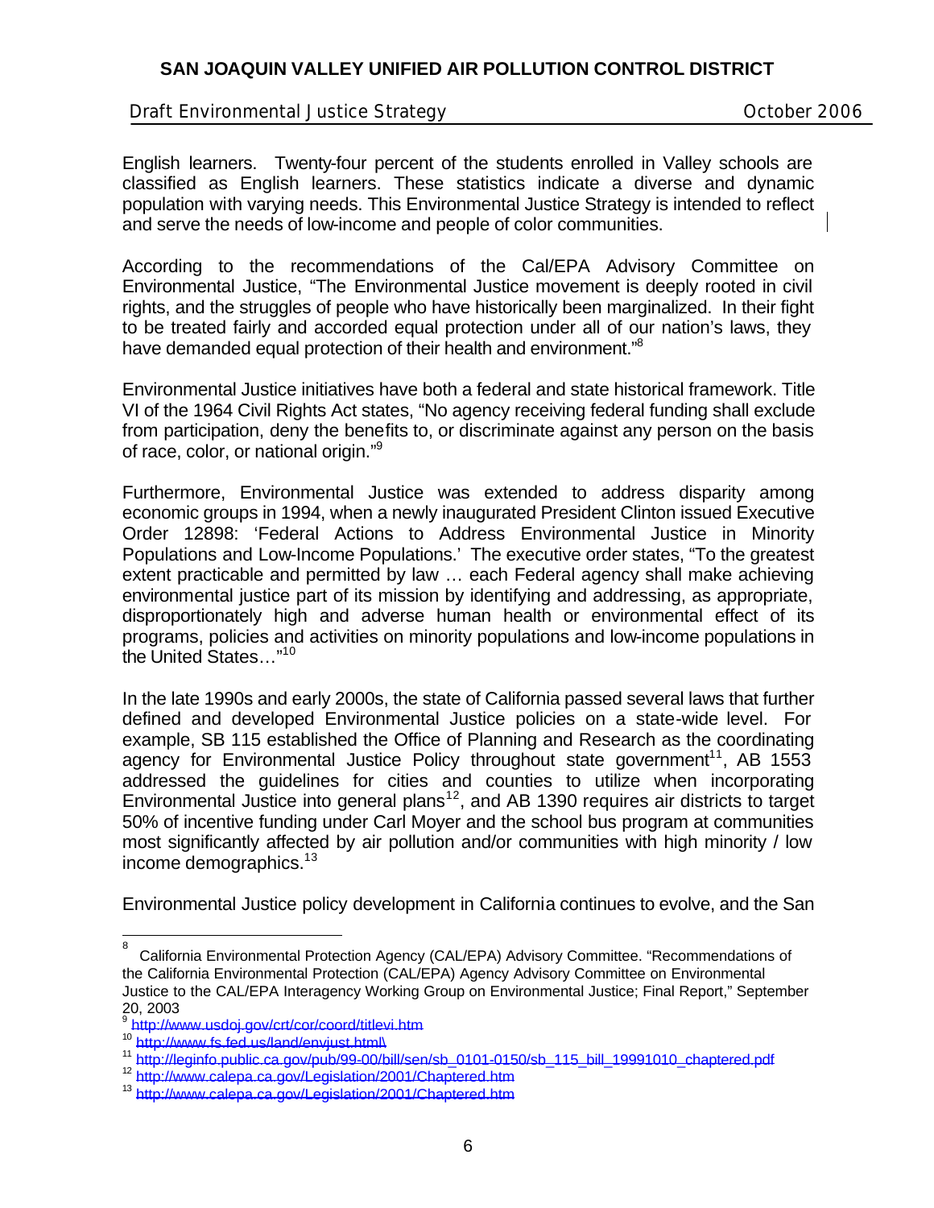English learners. Twenty-four percent of the students enrolled in Valley schools are classified as English learners. These statistics indicate a diverse and dynamic population with varying needs. This Environmental Justice Strategy is intended to reflect and serve the needs of low-income and people of color communities.

According to the recommendations of the Cal/EPA Advisory Committee on Environmental Justice, "The Environmental Justice movement is deeply rooted in civil rights, and the struggles of people who have historically been marginalized. In their fight to be treated fairly and accorded equal protection under all of our nation's laws, they have demanded equal protection of their health and environment."[8]

Environmental Justice initiatives have both a federal and state historical framework. Title VI of the 1964 Civil Rights Act states, "No agency receiving federal funding shall exclude from participation, deny the benefits to, or discriminate against any person on the basis of race, color, or national origin."[9]

Furthermore, Environmental Justice was extended to address disparity among economic groups in 1994, when a newly inaugurated President Clinton issued Executive Order 12898: 'Federal Actions to Address Environmental Justice in Minority Populations and Low-Income Populations.' The executive order states, "To the greatest extent practicable and permitted by law … each Federal agency shall make achieving environmental justice part of its mission by identifying and addressing, as appropriate, disproportionately high and adverse human health or environmental effect of its programs, policies and activities on minority populations and low-income populations in the United States…"[10]

In the late 1990s and early 2000s, the state of California passed several laws that further defined and developed Environmental Justice policies on a state-wide level. For example, SB 115 established the Office of Planning and Research as the coordinating agency for Environmental Justice Policy throughout state government[11], AB 1553 addressed the guidelines for cities and counties to utilize when incorporating Environmental Justice into general plans[12], and AB 1390 requires air districts to target 50% of incentive funding under Carl Moyer and the school bus program at communities most significantly affected by air pollution and/or communities with high minority / low income demographics.[13]

Environmental Justice policy development in California continues to evolve, and the San

---

[8] California Environmental Protection Agency (CAL/EPA) Advisory Committee. "Recommendations of the California Environmental Protection (CAL/EPA) Agency Advisory Committee on Environmental Justice to the CAL/EPA Interagency Working Group on Environmental Justice; Final Report," September 20, 2003

[9] http://www.usdoj.gov/crt/cor/coord/titlevi.htm

[10] http://www.fs.fed.us/land/envjust.html\

[11] http://leginfo.public.ca.gov/pub/99-00/bill/sen/sb_0101-0150/sb_115_bill_19991010_chaptered.pdf

[12] http://www.calepa.ca.gov/Legislation/2001/Chaptered.htm

[13] http://www.calepa.ca.gov/Legislation/2001/Chaptered.htm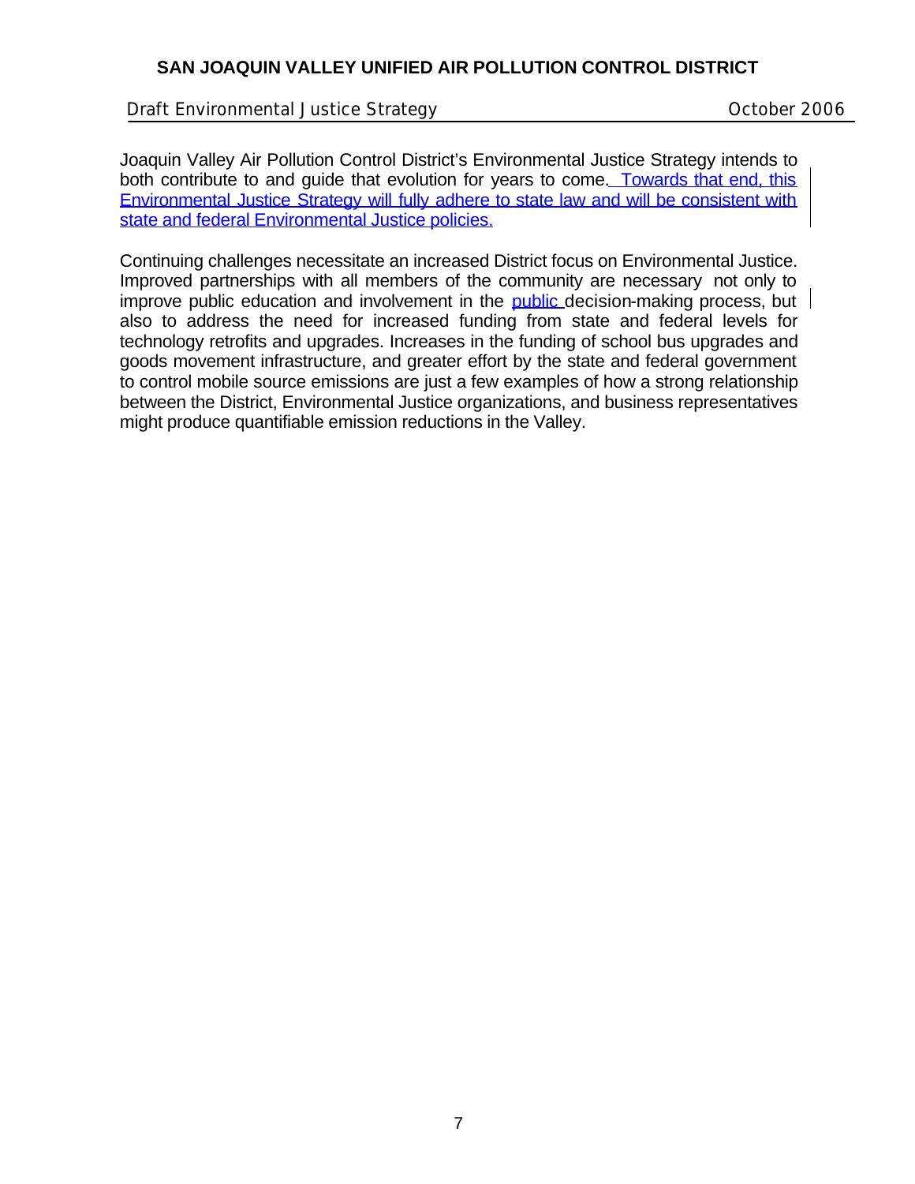Joaquin Valley Air Pollution Control District's Environmental Justice Strategy intends to both contribute to and guide that evolution for years to come. Towards that end, this Environmental Justice Strategy will fully adhere to state law and will be consistent with state and federal Environmental Justice policies.

Continuing challenges necessitate an increased District focus on Environmental Justice. Improved partnerships with all members of the community are necessary not only to improve public education and involvement in the public decision-making process, but also to address the need for increased funding from state and federal levels for technology retrofits and upgrades. Increases in the funding of school bus upgrades and goods movement infrastructure, and greater effort by the state and federal government to control mobile source emissions are just a few examples of how a strong relationship between the District, Environmental Justice organizations, and business representatives might produce quantifiable emission reductions in the Valley.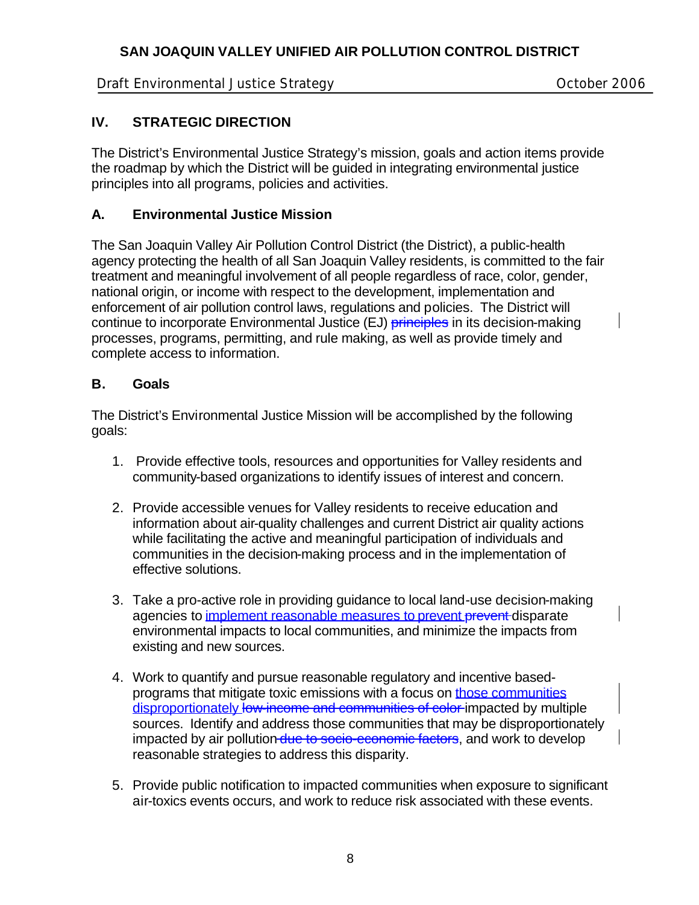## IV. STRATEGIC DIRECTION

The District's Environmental Justice Strategy's mission, goals and action items provide the roadmap by which the District will be guided in integrating environmental justice principles into all programs, policies and activities.

### A. Environmental Justice Mission

The San Joaquin Valley Air Pollution Control District (the District), a public-health agency protecting the health of all San Joaquin Valley residents, is committed to the fair treatment and meaningful involvement of all people regardless of race, color, gender, national origin, or income with respect to the development, implementation and enforcement of air pollution control laws, regulations and policies. The District will continue to incorporate Environmental Justice (EJ) ~~principles~~ in its decision-making processes, programs, permitting, and rule making, as well as provide timely and complete access to information.

### B. Goals

The District's Environmental Justice Mission will be accomplished by the following goals:

1. Provide effective tools, resources and opportunities for Valley residents and community-based organizations to identify issues of interest and concern.

2. Provide accessible venues for Valley residents to receive education and information about air-quality challenges and current District air quality actions while facilitating the active and meaningful participation of individuals and communities in the decision-making process and in the implementation of effective solutions.

3. Take a pro-active role in providing guidance to local land-use decision-making agencies to implement reasonable measures to prevent ~~prevent~~ disparate environmental impacts to local communities, and minimize the impacts from existing and new sources.

4. Work to quantify and pursue reasonable regulatory and incentive based-programs that mitigate toxic emissions with a focus on those communities disproportionately ~~low-income and communities of color~~ impacted by multiple sources. Identify and address those communities that may be disproportionately impacted by air pollution ~~due to socio-economic factors~~, and work to develop reasonable strategies to address this disparity.

5. Provide public notification to impacted communities when exposure to significant air-toxics events occurs, and work to reduce risk associated with these events.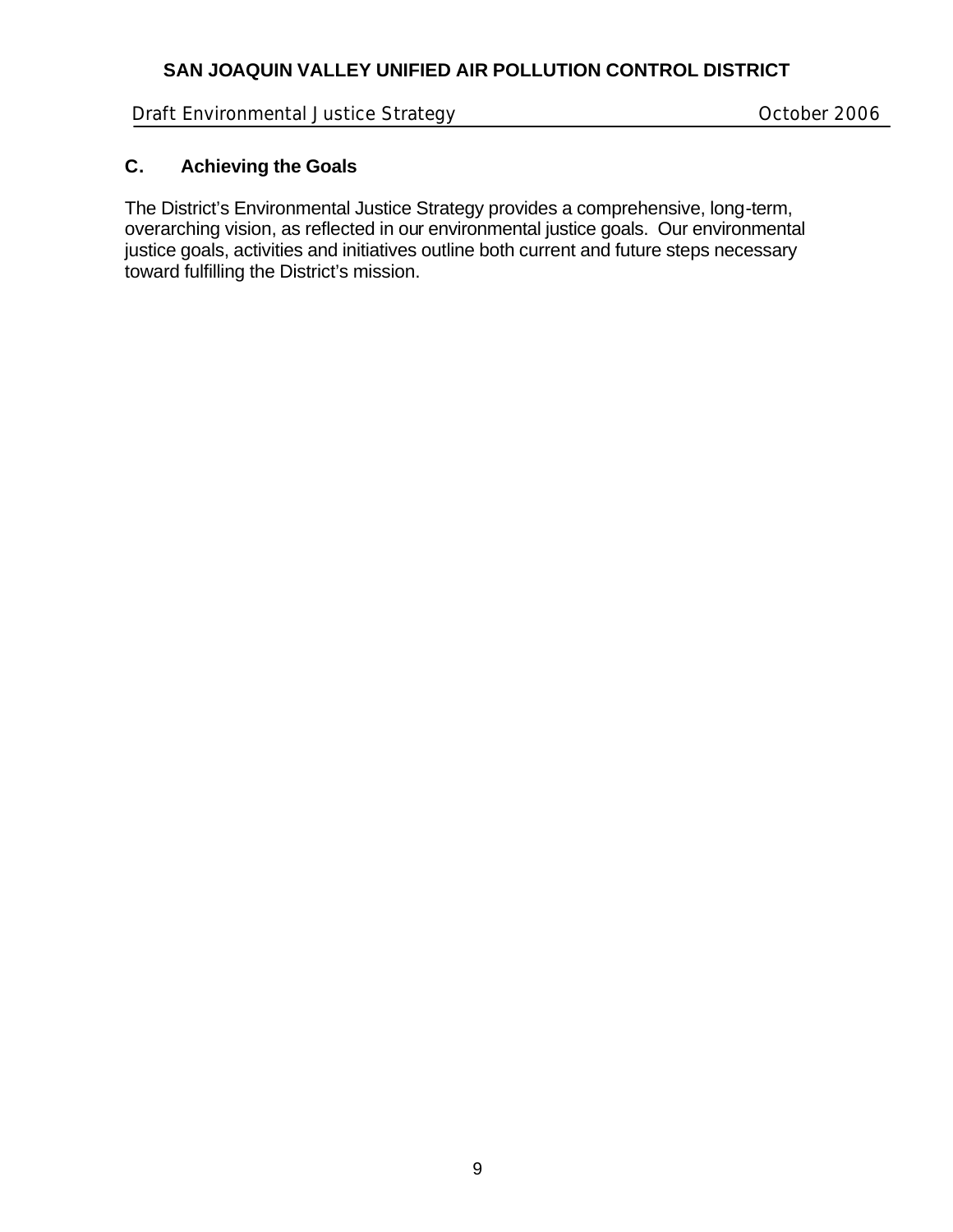## C. Achieving the Goals

The District's Environmental Justice Strategy provides a comprehensive, long-term, overarching vision, as reflected in our environmental justice goals. Our environmental justice goals, activities and initiatives outline both current and future steps necessary toward fulfilling the District's mission.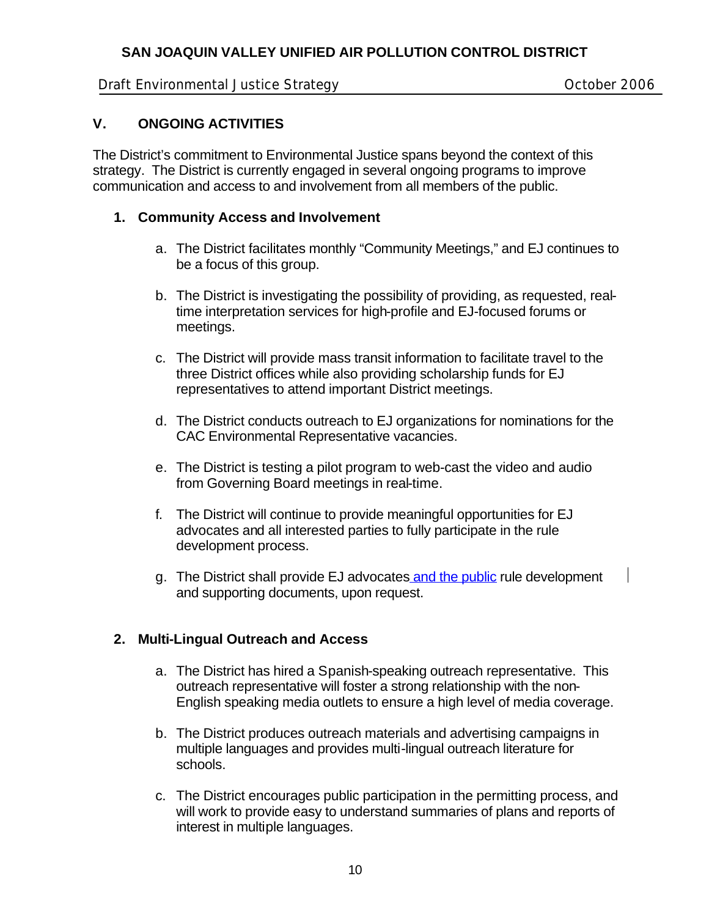## V. ONGOING ACTIVITIES

The District's commitment to Environmental Justice spans beyond the context of this strategy. The District is currently engaged in several ongoing programs to improve communication and access to and involvement from all members of the public.

### 1. Community Access and Involvement

a. The District facilitates monthly "Community Meetings," and EJ continues to be a focus of this group.

b. The District is investigating the possibility of providing, as requested, real-time interpretation services for high-profile and EJ-focused forums or meetings.

c. The District will provide mass transit information to facilitate travel to the three District offices while also providing scholarship funds for EJ representatives to attend important District meetings.

d. The District conducts outreach to EJ organizations for nominations for the CAC Environmental Representative vacancies.

e. The District is testing a pilot program to web-cast the video and audio from Governing Board meetings in real-time.

f. The District will continue to provide meaningful opportunities for EJ advocates and all interested parties to fully participate in the rule development process.

g. The District shall provide EJ advocates and the public rule development and supporting documents, upon request.

### 2. Multi-Lingual Outreach and Access

a. The District has hired a Spanish-speaking outreach representative. This outreach representative will foster a strong relationship with the non-English speaking media outlets to ensure a high level of media coverage.

b. The District produces outreach materials and advertising campaigns in multiple languages and provides multi-lingual outreach literature for schools.

c. The District encourages public participation in the permitting process, and will work to provide easy to understand summaries of plans and reports of interest in multiple languages.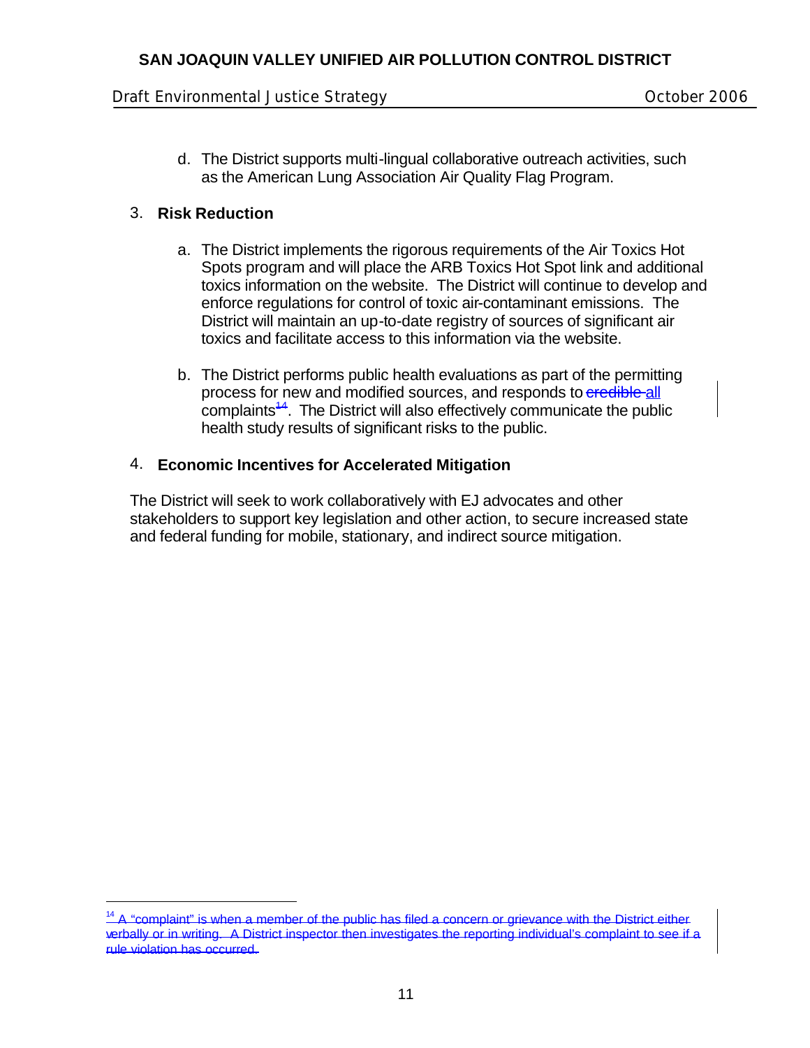d. The District supports multi-lingual collaborative outreach activities, such as the American Lung Association Air Quality Flag Program.

3. **Risk Reduction**

a. The District implements the rigorous requirements of the Air Toxics Hot Spots program and will place the ARB Toxics Hot Spot link and additional toxics information on the website. The District will continue to develop and enforce regulations for control of toxic air-contaminant emissions. The District will maintain an up-to-date registry of sources of significant air toxics and facilitate access to this information via the website.

b. The District performs public health evaluations as part of the permitting process for new and modified sources, and responds to ~~credible~~ all complaints[14]. The District will also effectively communicate the public health study results of significant risks to the public.

4. **Economic Incentives for Accelerated Mitigation**

The District will seek to work collaboratively with EJ advocates and other stakeholders to support key legislation and other action, to secure increased state and federal funding for mobile, stationary, and indirect source mitigation.

---

[14] ~~A "complaint" is when a member of the public has filed a concern or grievance with the District either verbally or in writing. A District inspector then investigates the reporting individual's complaint to see if a rule violation has occurred.~~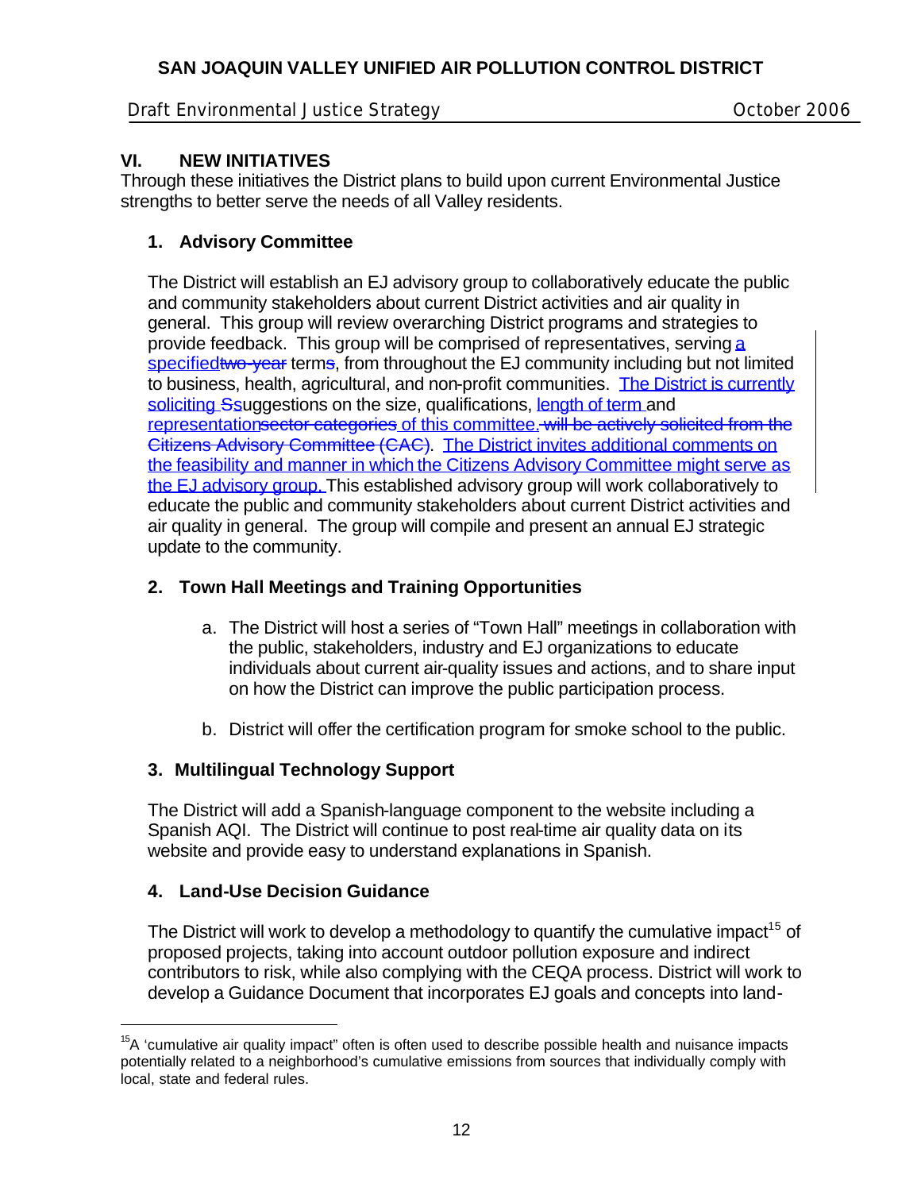## VI. NEW INITIATIVES

Through these initiatives the District plans to build upon current Environmental Justice strengths to better serve the needs of all Valley residents.

### 1. Advisory Committee

The District will establish an EJ advisory group to collaboratively educate the public and community stakeholders about current District activities and air quality in general. This group will review overarching District programs and strategies to provide feedback. This group will be comprised of representatives, serving a specified~~two-year~~ term~~s~~, from throughout the EJ community including but not limited to business, health, agricultural, and non-profit communities. The District is currently soliciting ~~S~~suggestions on the size, qualifications, length of term and representation~~sector categories~~ of this committee.~~ will be actively solicited from the Citizens Advisory Committee (CAC)~~. The District invites additional comments on the feasibility and manner in which the Citizens Advisory Committee might serve as the EJ advisory group. This established advisory group will work collaboratively to educate the public and community stakeholders about current District activities and air quality in general. The group will compile and present an annual EJ strategic update to the community.

### 2. Town Hall Meetings and Training Opportunities

a. The District will host a series of "Town Hall" meetings in collaboration with the public, stakeholders, industry and EJ organizations to educate individuals about current air-quality issues and actions, and to share input on how the District can improve the public participation process.

b. District will offer the certification program for smoke school to the public.

### 3. Multilingual Technology Support

The District will add a Spanish-language component to the website including a Spanish AQI. The District will continue to post real-time air quality data on its website and provide easy to understand explanations in Spanish.

### 4. Land-Use Decision Guidance

The District will work to develop a methodology to quantify the cumulative impact[15] of proposed projects, taking into account outdoor pollution exposure and indirect contributors to risk, while also complying with the CEQA process. District will work to develop a Guidance Document that incorporates EJ goals and concepts into land-

---

[15] A 'cumulative air quality impact" often is often used to describe possible health and nuisance impacts potentially related to a neighborhood's cumulative emissions from sources that individually comply with local, state and federal rules.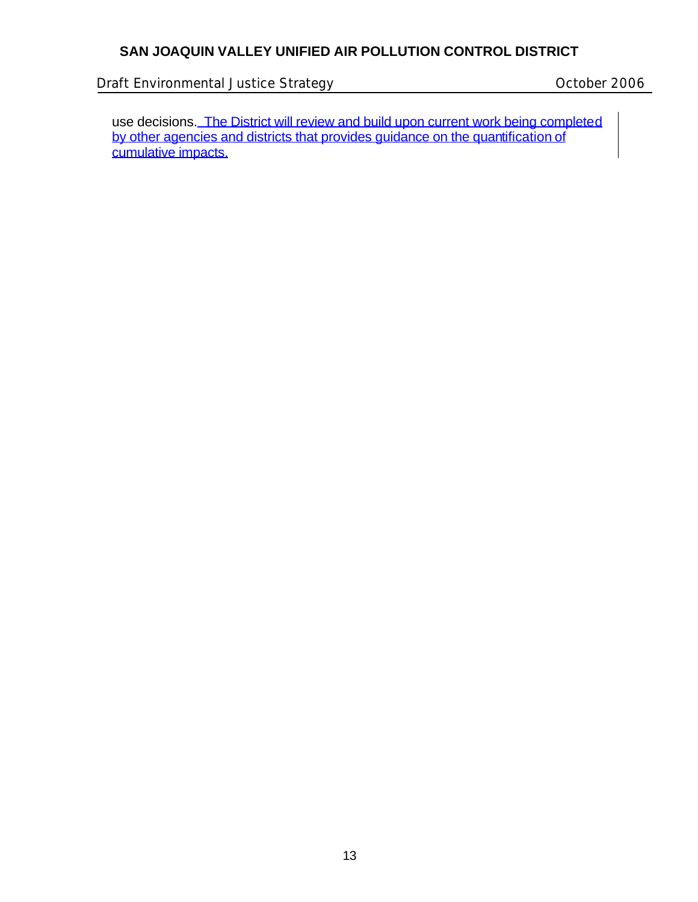use decisions. The District will review and build upon current work being completed by other agencies and districts that provides guidance on the quantification of cumulative impacts.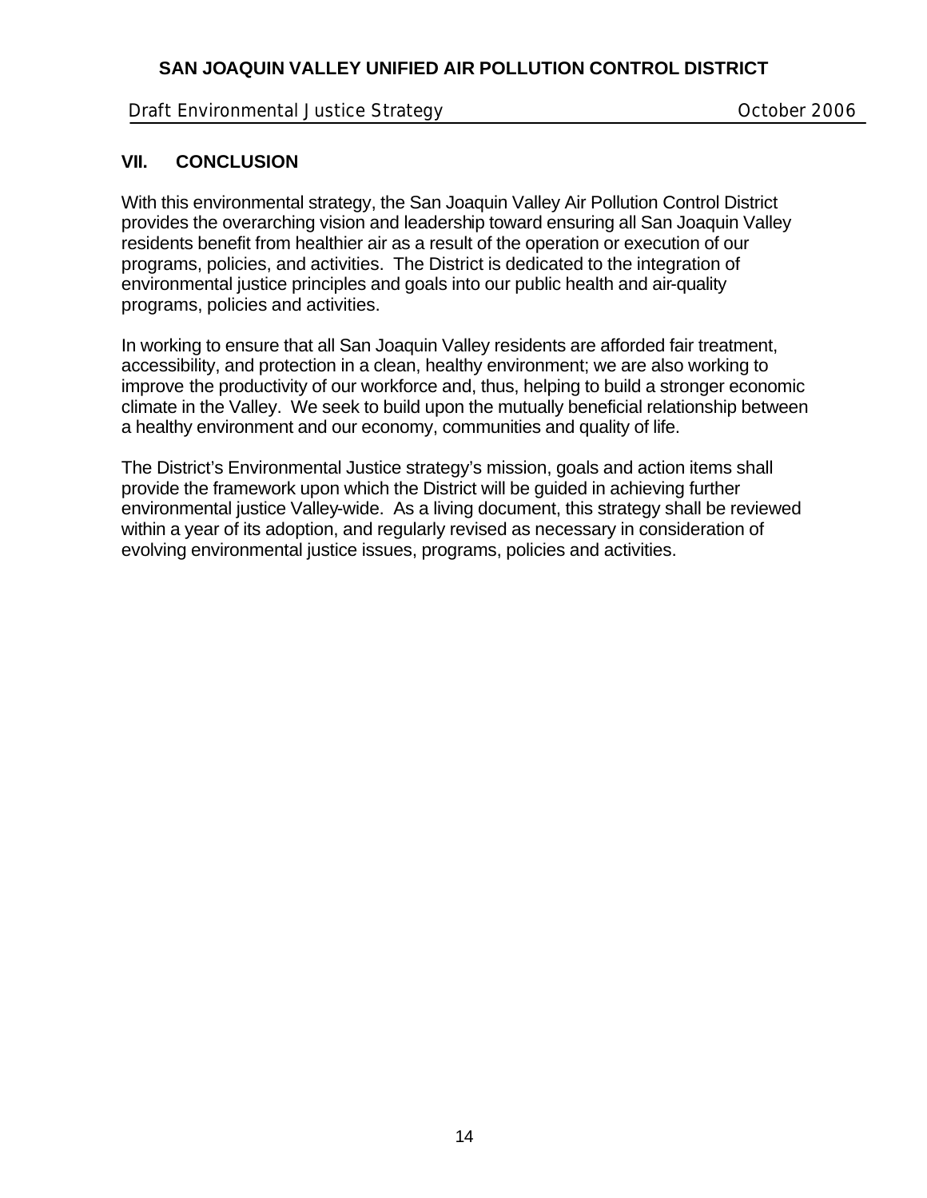## VII. CONCLUSION

With this environmental strategy, the San Joaquin Valley Air Pollution Control District provides the overarching vision and leadership toward ensuring all San Joaquin Valley residents benefit from healthier air as a result of the operation or execution of our programs, policies, and activities. The District is dedicated to the integration of environmental justice principles and goals into our public health and air-quality programs, policies and activities.

In working to ensure that all San Joaquin Valley residents are afforded fair treatment, accessibility, and protection in a clean, healthy environment; we are also working to improve the productivity of our workforce and, thus, helping to build a stronger economic climate in the Valley. We seek to build upon the mutually beneficial relationship between a healthy environment and our economy, communities and quality of life.

The District's Environmental Justice strategy's mission, goals and action items shall provide the framework upon which the District will be guided in achieving further environmental justice Valley-wide. As a living document, this strategy shall be reviewed within a year of its adoption, and regularly revised as necessary in consideration of evolving environmental justice issues, programs, policies and activities.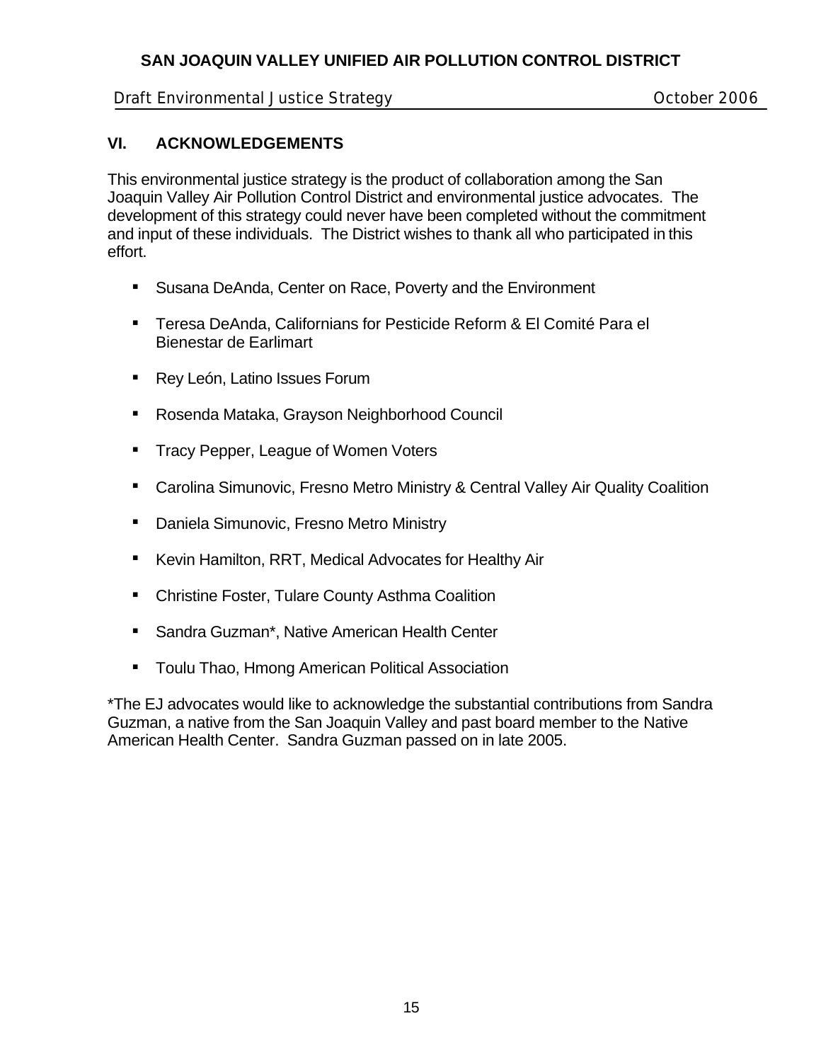## VI. ACKNOWLEDGEMENTS

This environmental justice strategy is the product of collaboration among the San Joaquin Valley Air Pollution Control District and environmental justice advocates. The development of this strategy could never have been completed without the commitment and input of these individuals. The District wishes to thank all who participated in this effort.

- Susana DeAnda, Center on Race, Poverty and the Environment
- Teresa DeAnda, Californians for Pesticide Reform & El Comité Para el Bienestar de Earlimart
- Rey León, Latino Issues Forum
- Rosenda Mataka, Grayson Neighborhood Council
- Tracy Pepper, League of Women Voters
- Carolina Simunovic, Fresno Metro Ministry & Central Valley Air Quality Coalition
- Daniela Simunovic, Fresno Metro Ministry
- Kevin Hamilton, RRT, Medical Advocates for Healthy Air
- Christine Foster, Tulare County Asthma Coalition
- Sandra Guzman*, Native American Health Center
- Toulu Thao, Hmong American Political Association

*The EJ advocates would like to acknowledge the substantial contributions from Sandra Guzman, a native from the San Joaquin Valley and past board member to the Native American Health Center. Sandra Guzman passed on in late 2005.